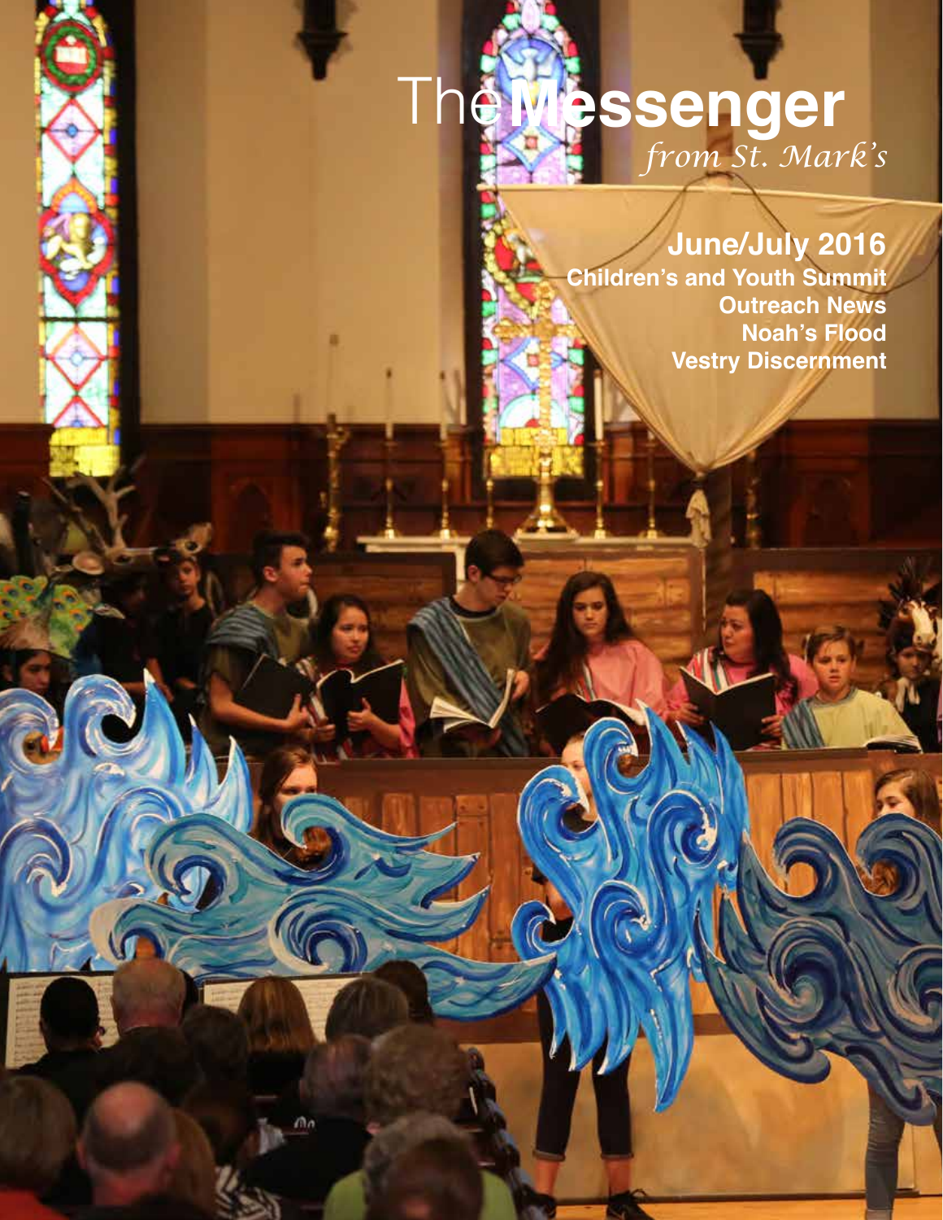# The Messenger
*from St. Mark's*

**June/July 2016**

**Children's and Youth Summit**
**Outreach News**
**Noah's Flood**
**Vestry Discernment**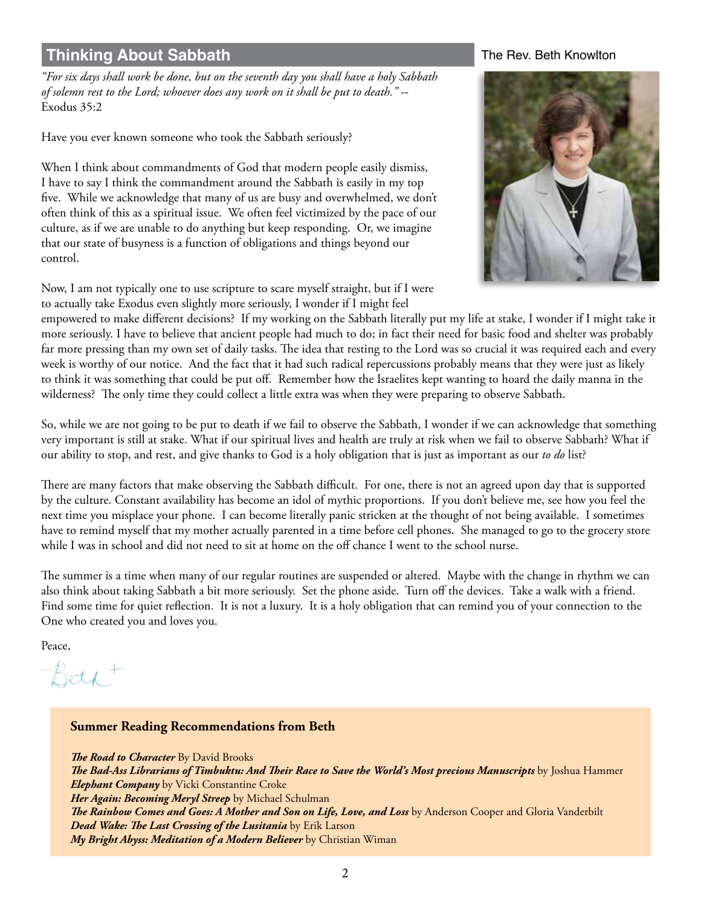## Thinking About Sabbath

The Rev. Beth Knowlton

*"For six days shall work be done, but on the seventh day you shall have a holy Sabbath of solemn rest to the Lord; whoever does any work on it shall be put to death." --* Exodus 35:2

Have you ever known someone who took the Sabbath seriously?

When I think about commandments of God that modern people easily dismiss, I have to say I think the commandment around the Sabbath is easily in my top five. While we acknowledge that many of us are busy and overwhelmed, we don't often think of this as a spiritual issue. We often feel victimized by the pace of our culture, as if we are unable to do anything but keep responding. Or, we imagine that our state of busyness is a function of obligations and things beyond our control.

Now, I am not typically one to use scripture to scare myself straight, but if I were to actually take Exodus even slightly more seriously, I wonder if I might feel empowered to make different decisions? If my working on the Sabbath literally put my life at stake, I wonder if I might take it more seriously. I have to believe that ancient people had much to do; in fact their need for basic food and shelter was probably far more pressing than my own set of daily tasks. The idea that resting to the Lord was so crucial it was required each and every week is worthy of our notice. And the fact that it had such radical repercussions probably means that they were just as likely to think it was something that could be put off. Remember how the Israelites kept wanting to hoard the daily manna in the wilderness? The only time they could collect a little extra was when they were preparing to observe Sabbath.

So, while we are not going to be put to death if we fail to observe the Sabbath, I wonder if we can acknowledge that something very important is still at stake. What if our spiritual lives and health are truly at risk when we fail to observe Sabbath? What if our ability to stop, and rest, and give thanks to God is a holy obligation that is just as important as our *to do* list?

There are many factors that make observing the Sabbath difficult. For one, there is not an agreed upon day that is supported by the culture. Constant availability has become an idol of mythic proportions. If you don't believe me, see how you feel the next time you misplace your phone. I can become literally panic stricken at the thought of not being available. I sometimes have to remind myself that my mother actually parented in a time before cell phones. She managed to go to the grocery store while I was in school and did not need to sit at home on the off chance I went to the school nurse.

The summer is a time when many of our regular routines are suspended or altered. Maybe with the change in rhythm we can also think about taking Sabbath a bit more seriously. Set the phone aside. Turn off the devices. Take a walk with a friend. Find some time for quiet reflection. It is not a luxury. It is a holy obligation that can remind you of your connection to the One who created you and loves you.

Peace,

Beth +

### Summer Reading Recommendations from Beth

***The Road to Character*** By David Brooks  
***The Bad-Ass Librarians of Timbuktu: And Their Race to Save the World's Most precious Manuscripts*** by Joshua Hammer  
***Elephant Company*** by Vicki Constantine Croke  
***Her Again: Becoming Meryl Streep*** by Michael Schulman  
***The Rainbow Comes and Goes: A Mother and Son on Life, Love, and Loss*** by Anderson Cooper and Gloria Vanderbilt  
***Dead Wake: The Last Crossing of the Lusitania*** by Erik Larson  
***My Bright Abyss: Meditation of a Modern Believer*** by Christian Wiman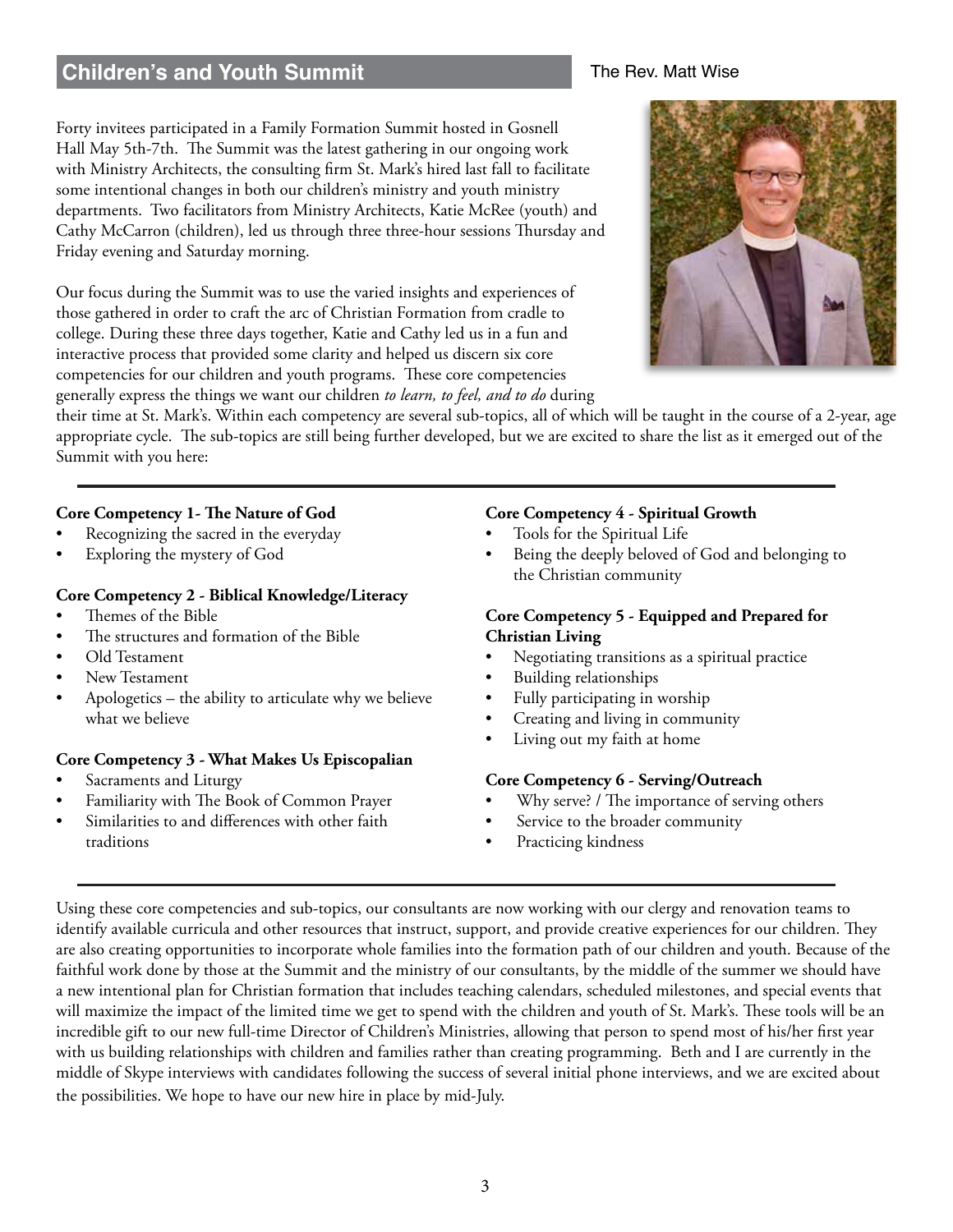## Children's and Youth Summit

The Rev. Matt Wise

Forty invitees participated in a Family Formation Summit hosted in Gosnell Hall May 5th-7th. The Summit was the latest gathering in our ongoing work with Ministry Architects, the consulting firm St. Mark's hired last fall to facilitate some intentional changes in both our children's ministry and youth ministry departments. Two facilitators from Ministry Architects, Katie McRee (youth) and Cathy McCarron (children), led us through three three-hour sessions Thursday and Friday evening and Saturday morning.

Our focus during the Summit was to use the varied insights and experiences of those gathered in order to craft the arc of Christian Formation from cradle to college. During these three days together, Katie and Cathy led us in a fun and interactive process that provided some clarity and helped us discern six core competencies for our children and youth programs. These core competencies generally express the things we want our children *to learn, to feel, and to do* during their time at St. Mark's. Within each competency are several sub-topics, all of which will be taught in the course of a 2-year, age appropriate cycle. The sub-topics are still being further developed, but we are excited to share the list as it emerged out of the Summit with you here:

---

**Core Competency 1- The Nature of God**
- Recognizing the sacred in the everyday
- Exploring the mystery of God

**Core Competency 2 - Biblical Knowledge/Literacy**
- Themes of the Bible
- The structures and formation of the Bible
- Old Testament
- New Testament
- Apologetics – the ability to articulate why we believe what we believe

**Core Competency 3 - What Makes Us Episcopalian**
- Sacraments and Liturgy
- Familiarity with The Book of Common Prayer
- Similarities to and differences with other faith traditions

**Core Competency 4 - Spiritual Growth**
- Tools for the Spiritual Life
- Being the deeply beloved of God and belonging to the Christian community

**Core Competency 5 - Equipped and Prepared for Christian Living**
- Negotiating transitions as a spiritual practice
- Building relationships
- Fully participating in worship
- Creating and living in community
- Living out my faith at home

**Core Competency 6 - Serving/Outreach**
- Why serve? / The importance of serving others
- Service to the broader community
- Practicing kindness

---

Using these core competencies and sub-topics, our consultants are now working with our clergy and renovation teams to identify available curricula and other resources that instruct, support, and provide creative experiences for our children. They are also creating opportunities to incorporate whole families into the formation path of our children and youth. Because of the faithful work done by those at the Summit and the ministry of our consultants, by the middle of the summer we should have a new intentional plan for Christian formation that includes teaching calendars, scheduled milestones, and special events that will maximize the impact of the limited time we get to spend with the children and youth of St. Mark's. These tools will be an incredible gift to our new full-time Director of Children's Ministries, allowing that person to spend most of his/her first year with us building relationships with children and families rather than creating programming. Beth and I are currently in the middle of Skype interviews with candidates following the success of several initial phone interviews, and we are excited about the possibilities. We hope to have our new hire in place by mid-July.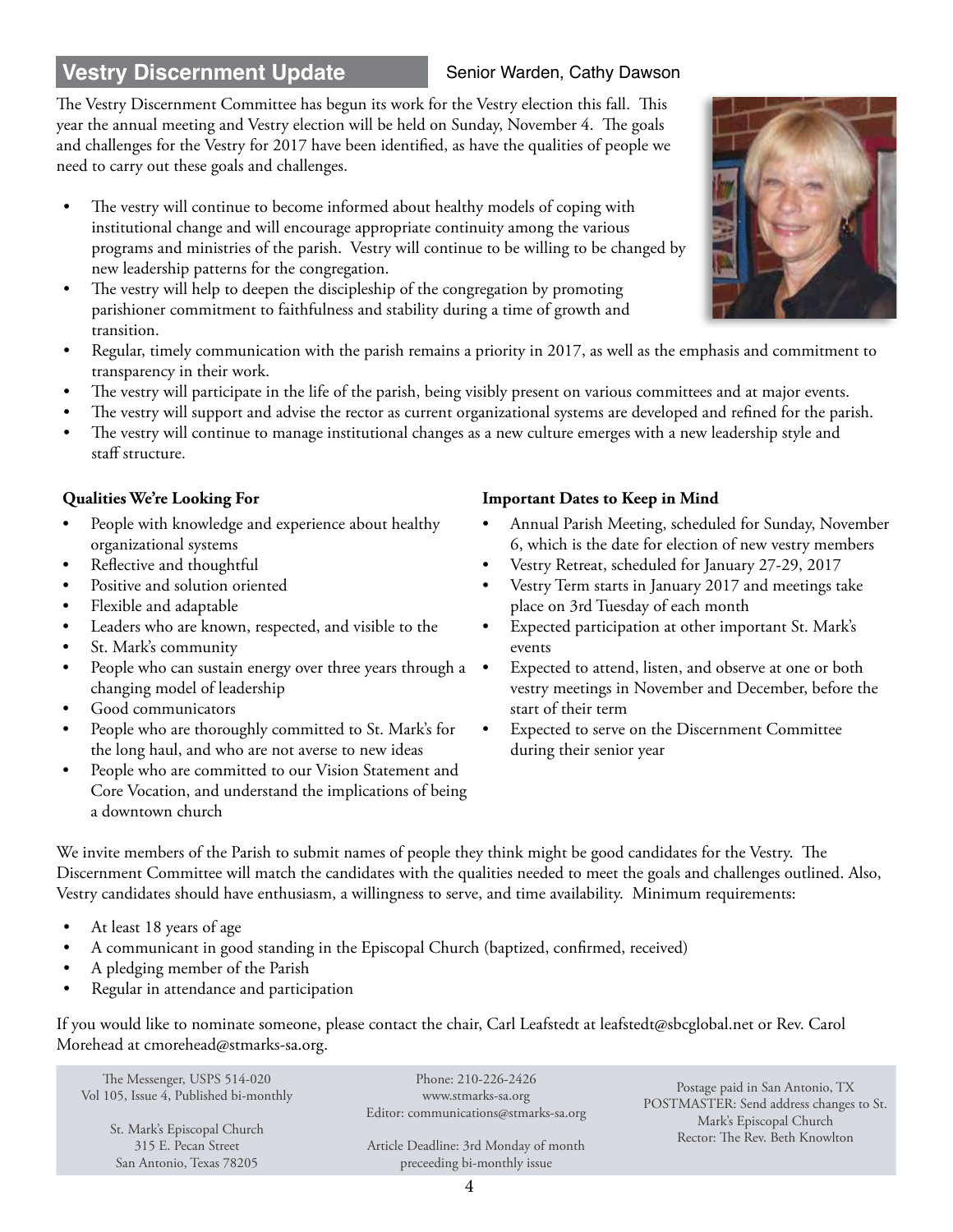## Vestry Discernment Update

Senior Warden, Cathy Dawson

The Vestry Discernment Committee has begun its work for the Vestry election this fall. This year the annual meeting and Vestry election will be held on Sunday, November 4. The goals and challenges for the Vestry for 2017 have been identified, as have the qualities of people we need to carry out these goals and challenges.

- The vestry will continue to become informed about healthy models of coping with institutional change and will encourage appropriate continuity among the various programs and ministries of the parish. Vestry will continue to be willing to be changed by new leadership patterns for the congregation.
- The vestry will help to deepen the discipleship of the congregation by promoting parishioner commitment to faithfulness and stability during a time of growth and transition.
- Regular, timely communication with the parish remains a priority in 2017, as well as the emphasis and commitment to transparency in their work.
- The vestry will participate in the life of the parish, being visibly present on various committees and at major events.
- The vestry will support and advise the rector as current organizational systems are developed and refined for the parish.
- The vestry will continue to manage institutional changes as a new culture emerges with a new leadership style and staff structure.

**Qualities We're Looking For**

- People with knowledge and experience about healthy organizational systems
- Reflective and thoughtful
- Positive and solution oriented
- Flexible and adaptable
- Leaders who are known, respected, and visible to the
- St. Mark's community
- People who can sustain energy over three years through a changing model of leadership
- Good communicators
- People who are thoroughly committed to St. Mark's for the long haul, and who are not averse to new ideas
- People who are committed to our Vision Statement and Core Vocation, and understand the implications of being a downtown church

**Important Dates to Keep in Mind**

- Annual Parish Meeting, scheduled for Sunday, November 6, which is the date for election of new vestry members
- Vestry Retreat, scheduled for January 27-29, 2017
- Vestry Term starts in January 2017 and meetings take place on 3rd Tuesday of each month
- Expected participation at other important St. Mark's events
- Expected to attend, listen, and observe at one or both vestry meetings in November and December, before the start of their term
- Expected to serve on the Discernment Committee during their senior year

We invite members of the Parish to submit names of people they think might be good candidates for the Vestry. The Discernment Committee will match the candidates with the qualities needed to meet the goals and challenges outlined. Also, Vestry candidates should have enthusiasm, a willingness to serve, and time availability. Minimum requirements:

- At least 18 years of age
- A communicant in good standing in the Episcopal Church (baptized, confirmed, received)
- A pledging member of the Parish
- Regular in attendance and participation

If you would like to nominate someone, please contact the chair, Carl Leafstedt at leafstedt@sbcglobal.net or Rev. Carol Morehead at cmorehead@stmarks-sa.org.

The Messenger, USPS 514-020
Vol 105, Issue 4, Published bi-monthly

St. Mark's Episcopal Church
315 E. Pecan Street
San Antonio, Texas 78205

Phone: 210-226-2426
www.stmarks-sa.org
Editor: communications@stmarks-sa.org

Article Deadline: 3rd Monday of month preceeding bi-monthly issue

Postage paid in San Antonio, TX
POSTMASTER: Send address changes to St. Mark's Episcopal Church
Rector: The Rev. Beth Knowlton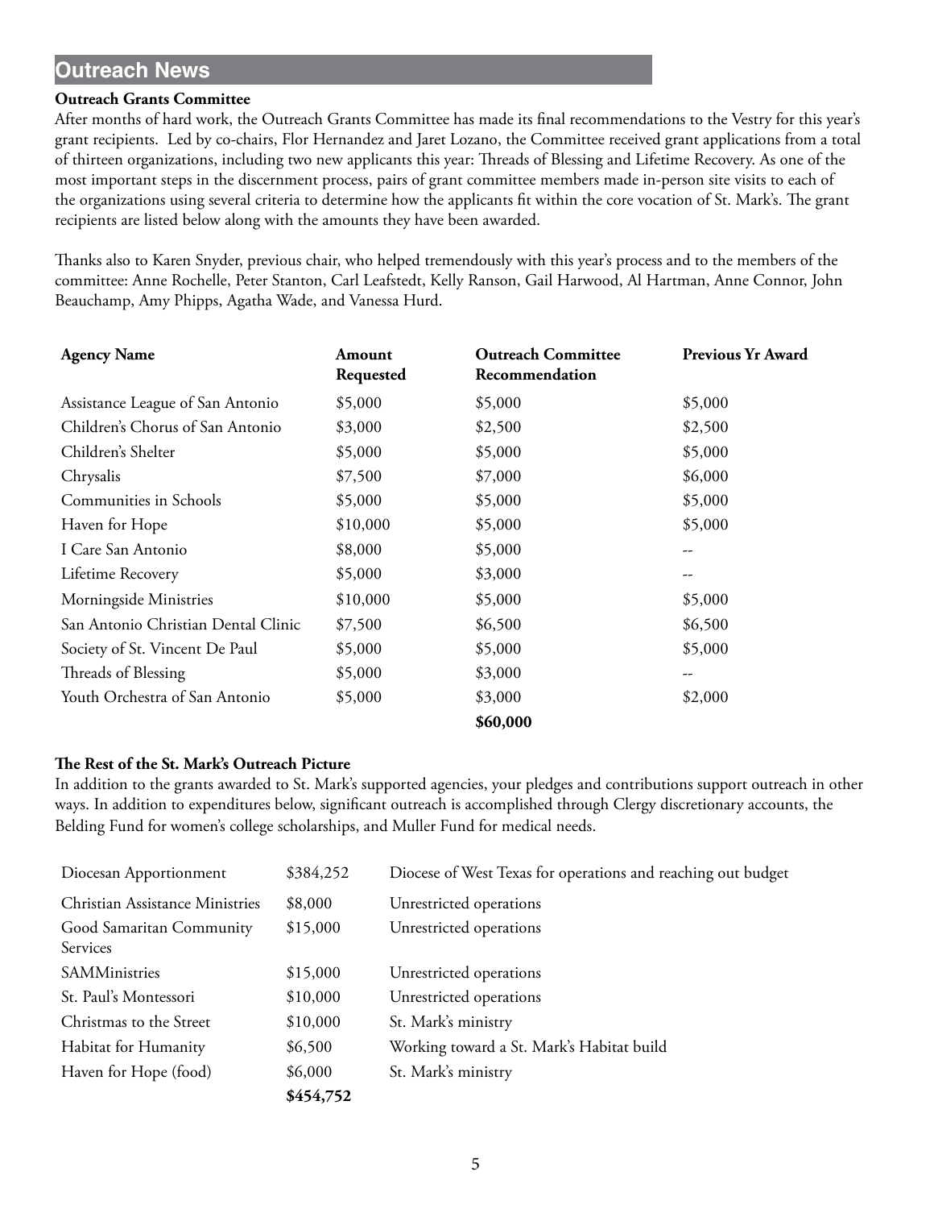## Outreach News

### Outreach Grants Committee

After months of hard work, the Outreach Grants Committee has made its final recommendations to the Vestry for this year's grant recipients. Led by co-chairs, Flor Hernandez and Jaret Lozano, the Committee received grant applications from a total of thirteen organizations, including two new applicants this year: Threads of Blessing and Lifetime Recovery. As one of the most important steps in the discernment process, pairs of grant committee members made in-person site visits to each of the organizations using several criteria to determine how the applicants fit within the core vocation of St. Mark's. The grant recipients are listed below along with the amounts they have been awarded.

Thanks also to Karen Snyder, previous chair, who helped tremendously with this year's process and to the members of the committee: Anne Rochelle, Peter Stanton, Carl Leafstedt, Kelly Ranson, Gail Harwood, Al Hartman, Anne Connor, John Beauchamp, Amy Phipps, Agatha Wade, and Vanessa Hurd.

| Agency Name | Amount Requested | Outreach Committee Recommendation | Previous Yr Award |
|---|---|---|---|
| Assistance League of San Antonio | $5,000 | $5,000 | $5,000 |
| Children's Chorus of San Antonio | $3,000 | $2,500 | $2,500 |
| Children's Shelter | $5,000 | $5,000 | $5,000 |
| Chrysalis | $7,500 | $7,000 | $6,000 |
| Communities in Schools | $5,000 | $5,000 | $5,000 |
| Haven for Hope | $10,000 | $5,000 | $5,000 |
| I Care San Antonio | $8,000 | $5,000 | -- |
| Lifetime Recovery | $5,000 | $3,000 | -- |
| Morningside Ministries | $10,000 | $5,000 | $5,000 |
| San Antonio Christian Dental Clinic | $7,500 | $6,500 | $6,500 |
| Society of St. Vincent De Paul | $5,000 | $5,000 | $5,000 |
| Threads of Blessing | $5,000 | $3,000 | -- |
| Youth Orchestra of San Antonio | $5,000 | $3,000 | $2,000 |
| | | **$60,000** | |

### The Rest of the St. Mark's Outreach Picture

In addition to the grants awarded to St. Mark's supported agencies, your pledges and contributions support outreach in other ways. In addition to expenditures below, significant outreach is accomplished through Clergy discretionary accounts, the Belding Fund for women's college scholarships, and Muller Fund for medical needs.

| | | |
|---|---|---|
| Diocesan Apportionment | $384,252 | Diocese of West Texas for operations and reaching out budget |
| Christian Assistance Ministries | $8,000 | Unrestricted operations |
| Good Samaritan Community Services | $15,000 | Unrestricted operations |
| SAMMinistries | $15,000 | Unrestricted operations |
| St. Paul's Montessori | $10,000 | Unrestricted operations |
| Christmas to the Street | $10,000 | St. Mark's ministry |
| Habitat for Humanity | $6,500 | Working toward a St. Mark's Habitat build |
| Haven for Hope (food) | $6,000 | St. Mark's ministry |
| | **$454,752** | |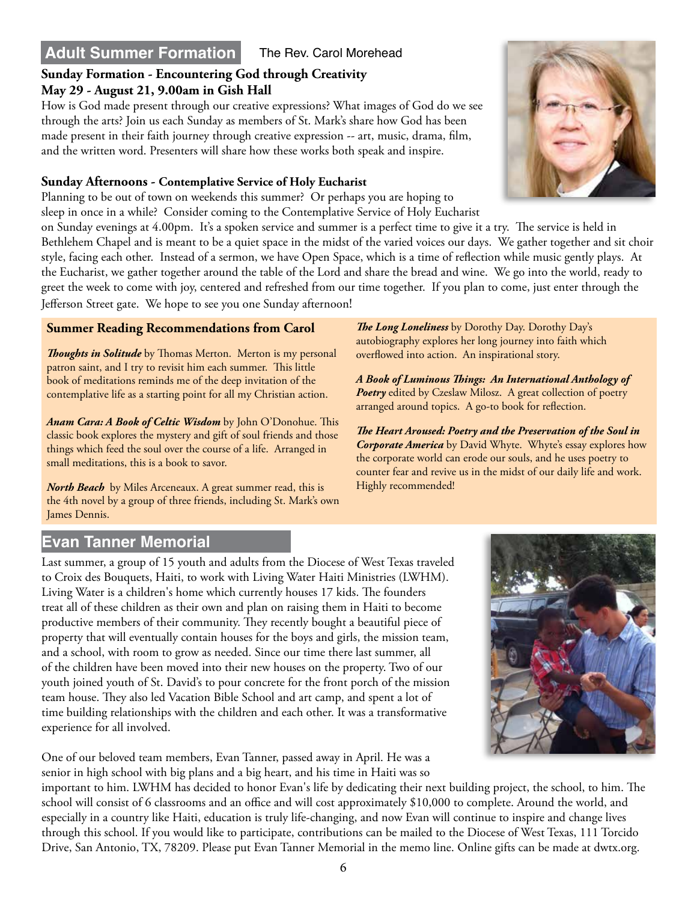## Adult Summer Formation

The Rev. Carol Morehead

**Sunday Formation - Encountering God through Creativity**
**May 29 - August 21, 9.00am in Gish Hall**

How is God made present through our creative expressions? What images of God do we see through the arts? Join us each Sunday as members of St. Mark's share how God has been made present in their faith journey through creative expression -- art, music, drama, film, and the written word. Presenters will share how these works both speak and inspire.

**Sunday Afternoons - Contemplative Service of Holy Eucharist**

Planning to be out of town on weekends this summer? Or perhaps you are hoping to sleep in once in a while? Consider coming to the Contemplative Service of Holy Eucharist on Sunday evenings at 4.00pm. It's a spoken service and summer is a perfect time to give it a try. The service is held in Bethlehem Chapel and is meant to be a quiet space in the midst of the varied voices our days. We gather together and sit choir style, facing each other. Instead of a sermon, we have Open Space, which is a time of reflection while music gently plays. At the Eucharist, we gather together around the table of the Lord and share the bread and wine. We go into the world, ready to greet the week to come with joy, centered and refreshed from our time together. If you plan to come, just enter through the Jefferson Street gate. We hope to see you one Sunday afternoon!

### Summer Reading Recommendations from Carol

***Thoughts in Solitude*** by Thomas Merton. Merton is my personal patron saint, and I try to revisit him each summer. This little book of meditations reminds me of the deep invitation of the contemplative life as a starting point for all my Christian action.

***Anam Cara: A Book of Celtic Wisdom*** by John O'Donohue. This classic book explores the mystery and gift of soul friends and those things which feed the soul over the course of a life. Arranged in small meditations, this is a book to savor.

***North Beach*** by Miles Arceneaux. A great summer read, this is the 4th novel by a group of three friends, including St. Mark's own James Dennis.

***The Long Loneliness*** by Dorothy Day. Dorothy Day's autobiography explores her long journey into faith which overflowed into action. An inspirational story.

***A Book of Luminous Things: An International Anthology of Poetry*** edited by Czeslaw Milosz. A great collection of poetry arranged around topics. A go-to book for reflection.

***The Heart Aroused: Poetry and the Preservation of the Soul in Corporate America*** by David Whyte. Whyte's essay explores how the corporate world can erode our souls, and he uses poetry to counter fear and revive us in the midst of our daily life and work. Highly recommended!

## Evan Tanner Memorial

Last summer, a group of 15 youth and adults from the Diocese of West Texas traveled to Croix des Bouquets, Haiti, to work with Living Water Haiti Ministries (LWHM). Living Water is a children's home which currently houses 17 kids. The founders treat all of these children as their own and plan on raising them in Haiti to become productive members of their community. They recently bought a beautiful piece of property that will eventually contain houses for the boys and girls, the mission team, and a school, with room to grow as needed. Since our time there last summer, all of the children have been moved into their new houses on the property. Two of our youth joined youth of St. David's to pour concrete for the front porch of the mission team house. They also led Vacation Bible School and art camp, and spent a lot of time building relationships with the children and each other. It was a transformative experience for all involved.

One of our beloved team members, Evan Tanner, passed away in April. He was a senior in high school with big plans and a big heart, and his time in Haiti was so important to him. LWHM has decided to honor Evan's life by dedicating their next building project, the school, to him. The school will consist of 6 classrooms and an office and will cost approximately $10,000 to complete. Around the world, and especially in a country like Haiti, education is truly life-changing, and now Evan will continue to inspire and change lives through this school. If you would like to participate, contributions can be mailed to the Diocese of West Texas, 111 Torcido Drive, San Antonio, TX, 78209. Please put Evan Tanner Memorial in the memo line. Online gifts can be made at dwtx.org.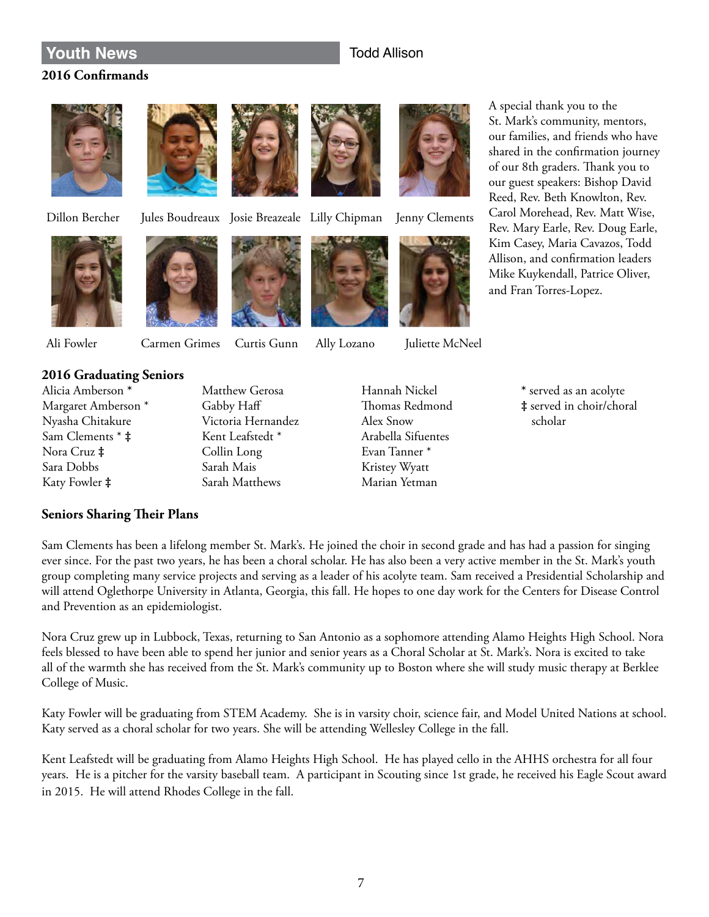## Youth News

Todd Allison

### 2016 Confirmands

Dillon Bercher, Jules Boudreaux, Josie Breazeale, Lilly Chipman, Jenny Clements

Ali Fowler, Carmen Grimes, Curtis Gunn, Ally Lozano, Juliette McNeel

A special thank you to the St. Mark's community, mentors, our families, and friends who have shared in the confirmation journey of our 8th graders. Thank you to our guest speakers: Bishop David Reed, Rev. Beth Knowlton, Rev. Carol Morehead, Rev. Matt Wise, Rev. Mary Earle, Rev. Doug Earle, Kim Casey, Maria Cavazos, Todd Allison, and confirmation leaders Mike Kuykendall, Patrice Oliver, and Fran Torres-Lopez.

### 2016 Graduating Seniors

Alicia Amberson *
Margaret Amberson *
Nyasha Chitakure
Sam Clements * ‡
Nora Cruz ‡
Sara Dobbs
Katy Fowler ‡
Matthew Gerosa
Gabby Haff
Victoria Hernandez
Kent Leafstedt *
Collin Long
Sarah Mais
Sarah Matthews
Hannah Nickel
Thomas Redmond
Alex Snow
Arabella Sifuentes
Evan Tanner *
Kristey Wyatt
Marian Yetman

* served as an acolyte
‡ served in choir/choral scholar

### Seniors Sharing Their Plans

Sam Clements has been a lifelong member St. Mark's. He joined the choir in second grade and has had a passion for singing ever since. For the past two years, he has been a choral scholar. He has also been a very active member in the St. Mark's youth group completing many service projects and serving as a leader of his acolyte team. Sam received a Presidential Scholarship and will attend Oglethorpe University in Atlanta, Georgia, this fall. He hopes to one day work for the Centers for Disease Control and Prevention as an epidemiologist.

Nora Cruz grew up in Lubbock, Texas, returning to San Antonio as a sophomore attending Alamo Heights High School. Nora feels blessed to have been able to spend her junior and senior years as a Choral Scholar at St. Mark's. Nora is excited to take all of the warmth she has received from the St. Mark's community up to Boston where she will study music therapy at Berklee College of Music.

Katy Fowler will be graduating from STEM Academy. She is in varsity choir, science fair, and Model United Nations at school. Katy served as a choral scholar for two years. She will be attending Wellesley College in the fall.

Kent Leafstedt will be graduating from Alamo Heights High School. He has played cello in the AHHS orchestra for all four years. He is a pitcher for the varsity baseball team. A participant in Scouting since 1st grade, he received his Eagle Scout award in 2015. He will attend Rhodes College in the fall.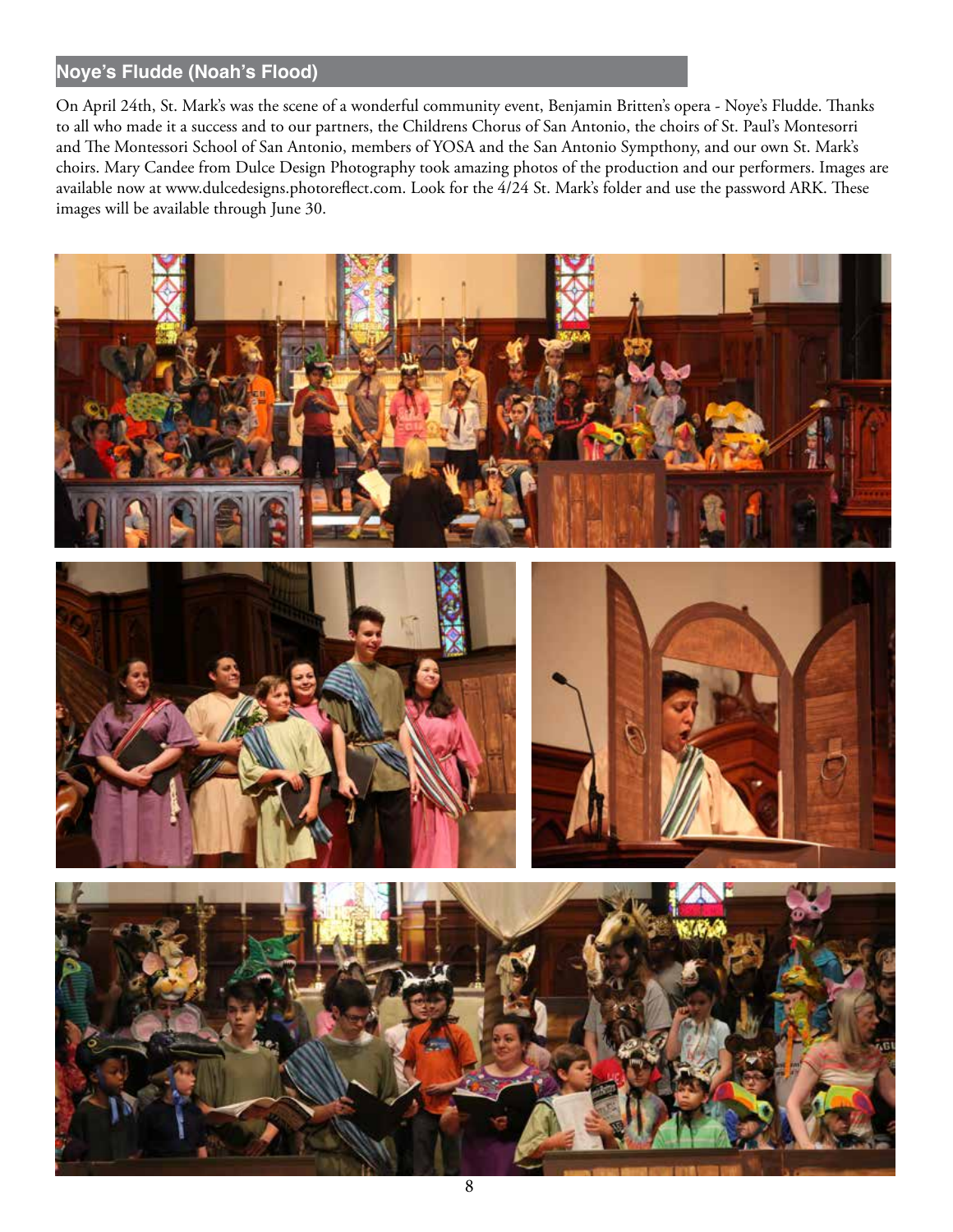## Noye's Fludde (Noah's Flood)

On April 24th, St. Mark's was the scene of a wonderful community event, Benjamin Britten's opera - Noye's Fludde. Thanks to all who made it a success and to our partners, the Childrens Chorus of San Antonio, the choirs of St. Paul's Montesorri and The Montessori School of San Antonio, members of YOSA and the San Antonio Sympthony, and our own St. Mark's choirs. Mary Candee from Dulce Design Photography took amazing photos of the production and our performers. Images are available now at www.dulcedesigns.photoreflect.com. Look for the 4/24 St. Mark's folder and use the password ARK. These images will be available through June 30.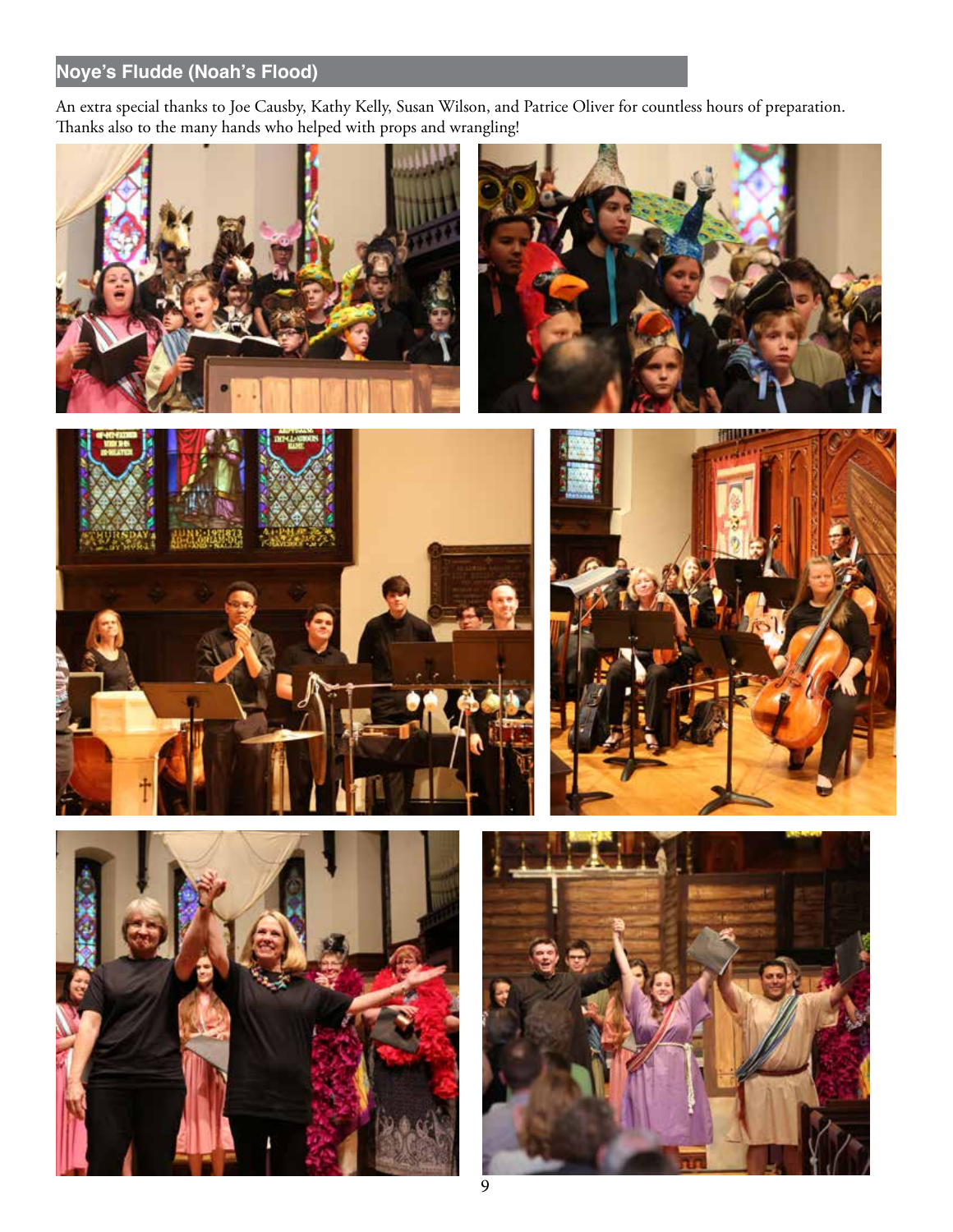## Noye's Fludde (Noah's Flood)

An extra special thanks to Joe Causby, Kathy Kelly, Susan Wilson, and Patrice Oliver for countless hours of preparation. Thanks also to the many hands who helped with props and wrangling!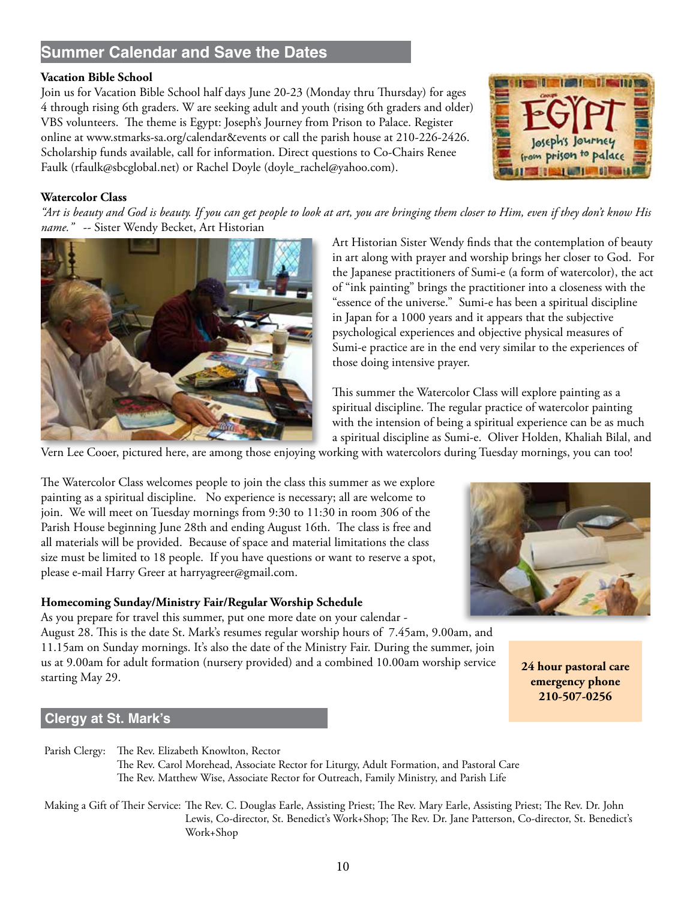## Summer Calendar and Save the Dates

**Vacation Bible School**

Join us for Vacation Bible School half days June 20-23 (Monday thru Thursday) for ages 4 through rising 6th graders. W are seeking adult and youth (rising 6th graders and older) VBS volunteers. The theme is Egypt: Joseph's Journey from Prison to Palace. Register online at www.stmarks-sa.org/calendar&events or call the parish house at 210-226-2426. Scholarship funds available, call for information. Direct questions to Co-Chairs Renee Faulk (rfaulk@sbcglobal.net) or Rachel Doyle (doyle_rachel@yahoo.com).

**Watercolor Class**

*"Art is beauty and God is beauty. If you can get people to look at art, you are bringing them closer to Him, even if they don't know His name."* -- Sister Wendy Becket, Art Historian

Art Historian Sister Wendy finds that the contemplation of beauty in art along with prayer and worship brings her closer to God. For the Japanese practitioners of Sumi-e (a form of watercolor), the act of "ink painting" brings the practitioner into a closeness with the "essence of the universe." Sumi-e has been a spiritual discipline in Japan for a 1000 years and it appears that the subjective psychological experiences and objective physical measures of Sumi-e practice are in the end very similar to the experiences of those doing intensive prayer.

This summer the Watercolor Class will explore painting as a spiritual discipline. The regular practice of watercolor painting with the intension of being a spiritual experience can be as much a spiritual discipline as Sumi-e. Oliver Holden, Khaliah Bilal, and Vern Lee Cooer, pictured here, are among those enjoying working with watercolors during Tuesday mornings, you can too!

The Watercolor Class welcomes people to join the class this summer as we explore painting as a spiritual discipline. No experience is necessary; all are welcome to join. We will meet on Tuesday mornings from 9:30 to 11:30 in room 306 of the Parish House beginning June 28th and ending August 16th. The class is free and all materials will be provided. Because of space and material limitations the class size must be limited to 18 people. If you have questions or want to reserve a spot, please e-mail Harry Greer at harryagreer@gmail.com.

**Homecoming Sunday/Ministry Fair/Regular Worship Schedule**

As you prepare for travel this summer, put one more date on your calendar - August 28. This is the date St. Mark's resumes regular worship hours of 7.45am, 9.00am, and 11.15am on Sunday mornings. It's also the date of the Ministry Fair. During the summer, join us at 9.00am for adult formation (nursery provided) and a combined 10.00am worship service starting May 29.

**24 hour pastoral care emergency phone 210-507-0256**

## Clergy at St. Mark's

Parish Clergy: The Rev. Elizabeth Knowlton, Rector
The Rev. Carol Morehead, Associate Rector for Liturgy, Adult Formation, and Pastoral Care
The Rev. Matthew Wise, Associate Rector for Outreach, Family Ministry, and Parish Life

Making a Gift of Their Service: The Rev. C. Douglas Earle, Assisting Priest; The Rev. Mary Earle, Assisting Priest; The Rev. Dr. John Lewis, Co-director, St. Benedict's Work+Shop; The Rev. Dr. Jane Patterson, Co-director, St. Benedict's Work+Shop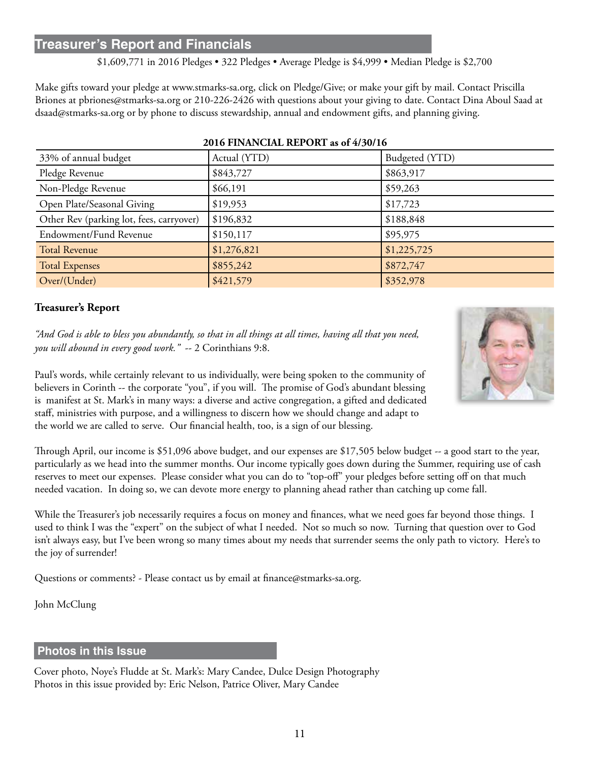## Treasurer's Report and Financials

$1,609,771 in 2016 Pledges • 322 Pledges • Average Pledge is $4,999 • Median Pledge is $2,700

Make gifts toward your pledge at www.stmarks-sa.org, click on Pledge/Give; or make your gift by mail. Contact Priscilla Briones at pbriones@stmarks-sa.org or 210-226-2426 with questions about your giving to date. Contact Dina Aboul Saad at dsaad@stmarks-sa.org or by phone to discuss stewardship, annual and endowment gifts, and planning giving.

**2016 FINANCIAL REPORT as of 4/30/16**

| 33% of annual budget | Actual (YTD) | Budgeted (YTD) |
|---|---|---|
| Pledge Revenue | $843,727 | $863,917 |
| Non-Pledge Revenue | $66,191 | $59,263 |
| Open Plate/Seasonal Giving | $19,953 | $17,723 |
| Other Rev (parking lot, fees, carryover) | $196,832 | $188,848 |
| Endowment/Fund Revenue | $150,117 | $95,975 |
| Total Revenue | $1,276,821 | $1,225,725 |
| Total Expenses | $855,242 | $872,747 |
| Over/(Under) | $421,579 | $352,978 |

### Treasurer's Report

*"And God is able to bless you abundantly, so that in all things at all times, having all that you need, you will abound in every good work."* -- 2 Corinthians 9:8.

Paul's words, while certainly relevant to us individually, were being spoken to the community of believers in Corinth -- the corporate "you", if you will. The promise of God's abundant blessing is manifest at St. Mark's in many ways: a diverse and active congregation, a gifted and dedicated staff, ministries with purpose, and a willingness to discern how we should change and adapt to the world we are called to serve. Our financial health, too, is a sign of our blessing.

Through April, our income is $51,096 above budget, and our expenses are $17,505 below budget -- a good start to the year, particularly as we head into the summer months. Our income typically goes down during the Summer, requiring use of cash reserves to meet our expenses. Please consider what you can do to "top-off" your pledges before setting off on that much needed vacation. In doing so, we can devote more energy to planning ahead rather than catching up come fall.

While the Treasurer's job necessarily requires a focus on money and finances, what we need goes far beyond those things. I used to think I was the "expert" on the subject of what I needed. Not so much so now. Turning that question over to God isn't always easy, but I've been wrong so many times about my needs that surrender seems the only path to victory. Here's to the joy of surrender!

Questions or comments? - Please contact us by email at finance@stmarks-sa.org.

John McClung

## Photos in this Issue

Cover photo, Noye's Fludde at St. Mark's: Mary Candee, Dulce Design Photography
Photos in this issue provided by: Eric Nelson, Patrice Oliver, Mary Candee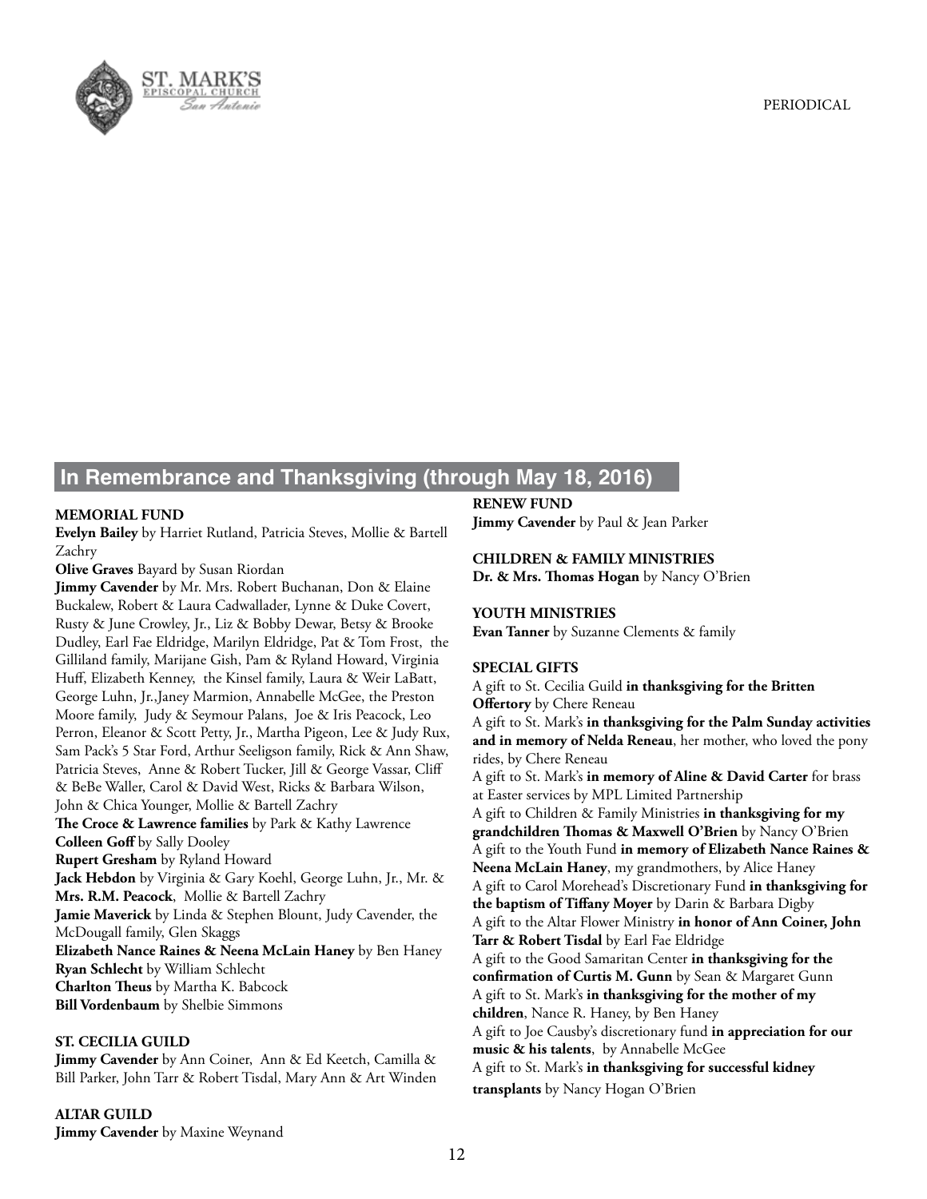PERIODICAL

## In Remembrance and Thanksgiving (through May 18, 2016)

**MEMORIAL FUND**

**Evelyn Bailey** by Harriet Rutland, Patricia Steves, Mollie & Bartell Zachry
**Olive Graves** Bayard by Susan Riordan
**Jimmy Cavender** by Mr. Mrs. Robert Buchanan, Don & Elaine Buckalew, Robert & Laura Cadwallader, Lynne & Duke Covert, Rusty & June Crowley, Jr., Liz & Bobby Dewar, Betsy & Brooke Dudley, Earl Fae Eldridge, Marilyn Eldridge, Pat & Tom Frost, the Gilliland family, Marijane Gish, Pam & Ryland Howard, Virginia Huff, Elizabeth Kenney, the Kinsel family, Laura & Weir LaBatt, George Luhn, Jr.,Janey Marmion, Annabelle McGee, the Preston Moore family, Judy & Seymour Palans, Joe & Iris Peacock, Leo Perron, Eleanor & Scott Petty, Jr., Martha Pigeon, Lee & Judy Rux, Sam Pack's 5 Star Ford, Arthur Seeligson family, Rick & Ann Shaw, Patricia Steves, Anne & Robert Tucker, Jill & George Vassar, Cliff & BeBe Waller, Carol & David West, Ricks & Barbara Wilson, John & Chica Younger, Mollie & Bartell Zachry
**The Croce & Lawrence families** by Park & Kathy Lawrence
**Colleen Goff** by Sally Dooley
**Rupert Gresham** by Ryland Howard
**Jack Hebdon** by Virginia & Gary Koehl, George Luhn, Jr., Mr. & **Mrs. R.M. Peacock**, Mollie & Bartell Zachry
**Jamie Maverick** by Linda & Stephen Blount, Judy Cavender, the McDougall family, Glen Skaggs
**Elizabeth Nance Raines & Neena McLain Haney** by Ben Haney
**Ryan Schlecht** by William Schlecht
**Charlton Theus** by Martha K. Babcock
**Bill Vordenbaum** by Shelbie Simmons

**ST. CECILIA GUILD**

**Jimmy Cavender** by Ann Coiner, Ann & Ed Keetch, Camilla & Bill Parker, John Tarr & Robert Tisdal, Mary Ann & Art Winden

**ALTAR GUILD**

**Jimmy Cavender** by Maxine Weynand

**RENEW FUND**

**Jimmy Cavender** by Paul & Jean Parker

**CHILDREN & FAMILY MINISTRIES**

**Dr. & Mrs. Thomas Hogan** by Nancy O'Brien

**YOUTH MINISTRIES**

**Evan Tanner** by Suzanne Clements & family

**SPECIAL GIFTS**

A gift to St. Cecilia Guild **in thanksgiving for the Britten Offertory** by Chere Reneau
A gift to St. Mark's **in thanksgiving for the Palm Sunday activities and in memory of Nelda Reneau**, her mother, who loved the pony rides, by Chere Reneau
A gift to St. Mark's **in memory of Aline & David Carter** for brass at Easter services by MPL Limited Partnership
A gift to Children & Family Ministries **in thanksgiving for my grandchildren Thomas & Maxwell O'Brien** by Nancy O'Brien
A gift to the Youth Fund **in memory of Elizabeth Nance Raines & Neena McLain Haney**, my grandmothers, by Alice Haney
A gift to Carol Morehead's Discretionary Fund **in thanksgiving for the baptism of Tiffany Moyer** by Darin & Barbara Digby
A gift to the Altar Flower Ministry **in honor of Ann Coiner, John Tarr & Robert Tisdal** by Earl Fae Eldridge
A gift to the Good Samaritan Center **in thanksgiving for the confirmation of Curtis M. Gunn** by Sean & Margaret Gunn
A gift to St. Mark's **in thanksgiving for the mother of my children**, Nance R. Haney, by Ben Haney
A gift to Joe Causby's discretionary fund **in appreciation for our music & his talents**, by Annabelle McGee
A gift to St. Mark's **in thanksgiving for successful kidney transplants** by Nancy Hogan O'Brien